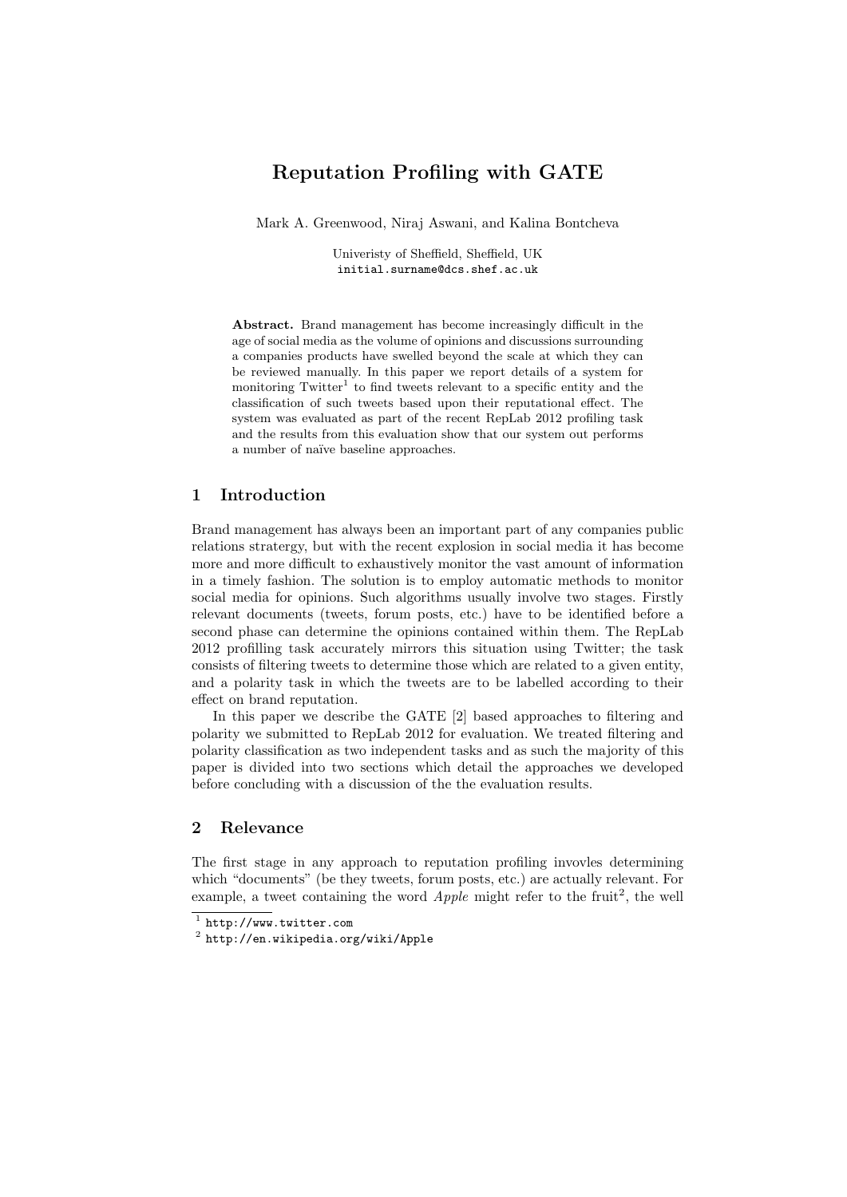# Reputation Profiling with GATE

Mark A. Greenwood, Niraj Aswani, and Kalina Bontcheva

Univeristy of Sheffield, Sheffield, UK
initial.surname@dcs.shef.ac.uk

**Abstract.** Brand management has become increasingly difficult in the age of social media as the volume of opinions and discussions surrounding a companies products have swelled beyond the scale at which they can be reviewed manually. In this paper we report details of a system for monitoring Twitter[1] to find tweets relevant to a specific entity and the classification of such tweets based upon their reputational effect. The system was evaluated as part of the recent RepLab 2012 profiling task and the results from this evaluation show that our system out performs a number of naïve baseline approaches.

## 1 Introduction

Brand management has always been an important part of any companies public relations stratergy, but with the recent explosion in social media it has become more and more difficult to exhaustively monitor the vast amount of information in a timely fashion. The solution is to employ automatic methods to monitor social media for opinions. Such algorithms usually involve two stages. Firstly relevant documents (tweets, forum posts, etc.) have to be identified before a second phase can determine the opinions contained within them. The RepLab 2012 profilling task accurately mirrors this situation using Twitter; the task consists of filtering tweets to determine those which are related to a given entity, and a polarity task in which the tweets are to be labelled according to their effect on brand reputation.

In this paper we describe the GATE [2] based approaches to filtering and polarity we submitted to RepLab 2012 for evaluation. We treated filtering and polarity classification as two independent tasks and as such the majority of this paper is divided into two sections which detail the approaches we developed before concluding with a discussion of the the evaluation results.

## 2 Relevance

The first stage in any approach to reputation profiling invovles determining which "documents" (be they tweets, forum posts, etc.) are actually relevant. For example, a tweet containing the word *Apple* might refer to the fruit[2], the well

[1] http://www.twitter.com

[2] http://en.wikipedia.org/wiki/Apple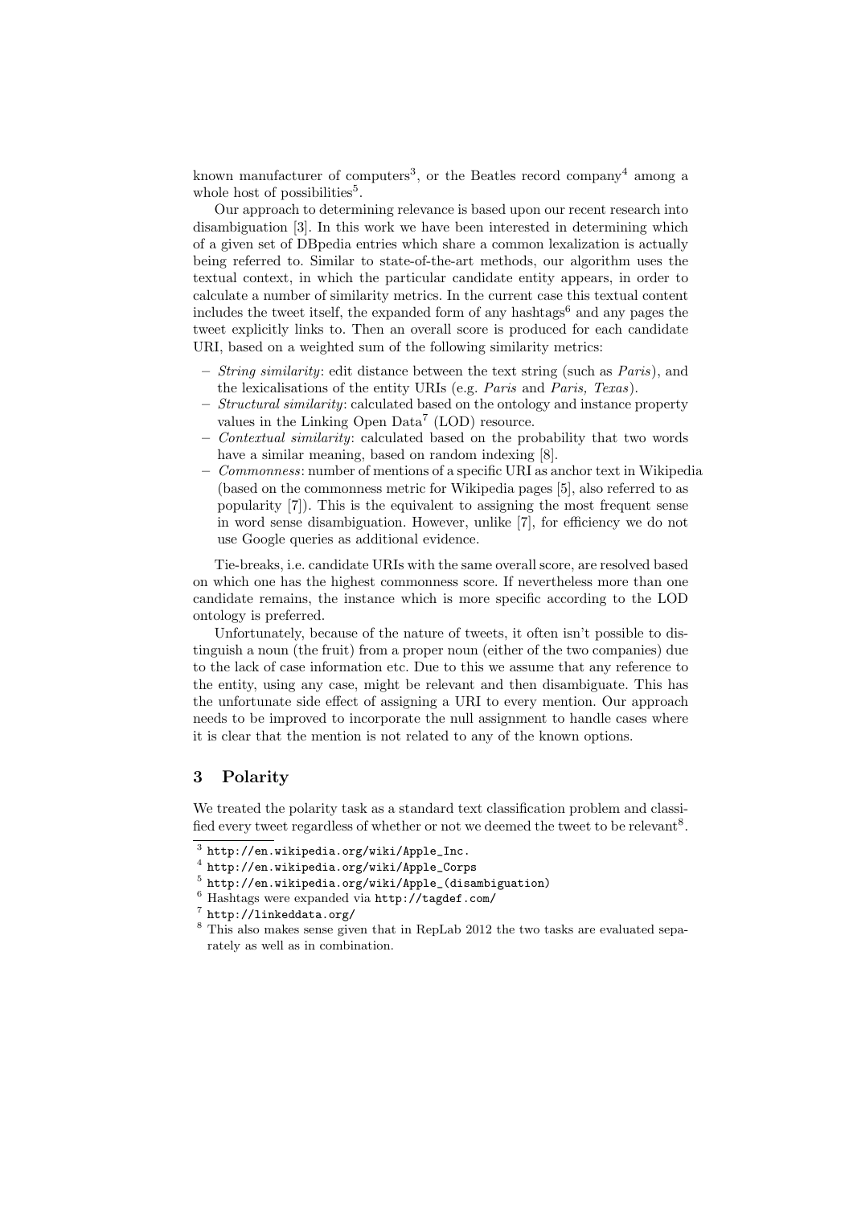known manufacturer of computers[3], or the Beatles record company[4] among a whole host of possibilities[5].

Our approach to determining relevance is based upon our recent research into disambiguation [3]. In this work we have been interested in determining which of a given set of DBpedia entries which share a common lexalization is actually being referred to. Similar to state-of-the-art methods, our algorithm uses the textual context, in which the particular candidate entity appears, in order to calculate a number of similarity metrics. In the current case this textual content includes the tweet itself, the expanded form of any hashtags[6] and any pages the tweet explicitly links to. Then an overall score is produced for each candidate URI, based on a weighted sum of the following similarity metrics:

- *String similarity*: edit distance between the text string (such as *Paris*), and the lexicalisations of the entity URIs (e.g. *Paris* and *Paris, Texas*).
- *Structural similarity*: calculated based on the ontology and instance property values in the Linking Open Data[7] (LOD) resource.
- *Contextual similarity*: calculated based on the probability that two words have a similar meaning, based on random indexing [8].
- *Commonness*: number of mentions of a specific URI as anchor text in Wikipedia (based on the commonness metric for Wikipedia pages [5], also referred to as popularity [7]). This is the equivalent to assigning the most frequent sense in word sense disambiguation. However, unlike [7], for efficiency we do not use Google queries as additional evidence.

Tie-breaks, i.e. candidate URIs with the same overall score, are resolved based on which one has the highest commonness score. If nevertheless more than one candidate remains, the instance which is more specific according to the LOD ontology is preferred.

Unfortunately, because of the nature of tweets, it often isn't possible to distinguish a noun (the fruit) from a proper noun (either of the two companies) due to the lack of case information etc. Due to this we assume that any reference to the entity, using any case, might be relevant and then disambiguate. This has the unfortunate side effect of assigning a URI to every mention. Our approach needs to be improved to incorporate the null assignment to handle cases where it is clear that the mention is not related to any of the known options.

## 3 Polarity

We treated the polarity task as a standard text classification problem and classified every tweet regardless of whether or not we deemed the tweet to be relevant[8].

---

[3] http://en.wikipedia.org/wiki/Apple_Inc.

[4] http://en.wikipedia.org/wiki/Apple_Corps

[5] http://en.wikipedia.org/wiki/Apple_(disambiguation)

[6] Hashtags were expanded via http://tagdef.com/

[7] http://linkeddata.org/

[8] This also makes sense given that in RepLab 2012 the two tasks are evaluated separately as well as in combination.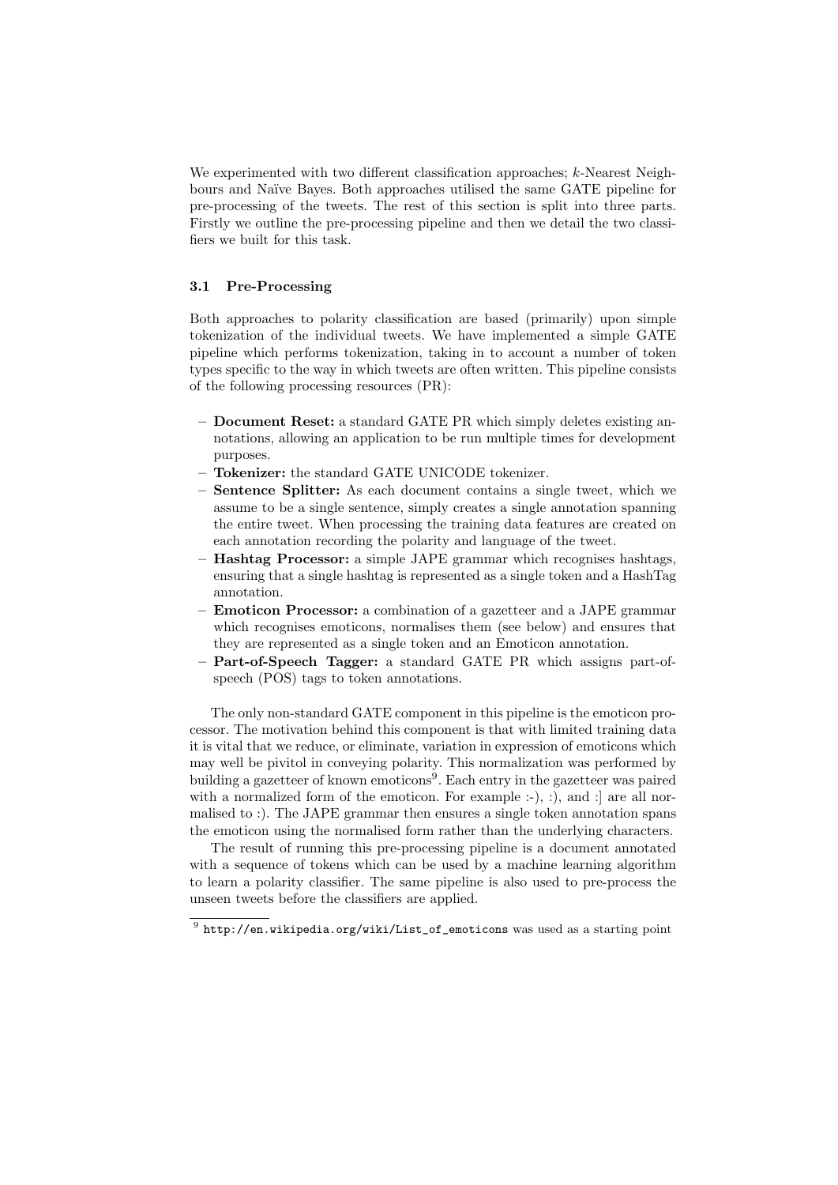We experimented with two different classification approaches; *k*-Nearest Neighbours and Naïve Bayes. Both approaches utilised the same GATE pipeline for pre-processing of the tweets. The rest of this section is split into three parts. Firstly we outline the pre-processing pipeline and then we detail the two classifiers we built for this task.

### 3.1 Pre-Processing

Both approaches to polarity classification are based (primarily) upon simple tokenization of the individual tweets. We have implemented a simple GATE pipeline which performs tokenization, taking in to account a number of token types specific to the way in which tweets are often written. This pipeline consists of the following processing resources (PR):

- **Document Reset:** a standard GATE PR which simply deletes existing annotations, allowing an application to be run multiple times for development purposes.
- **Tokenizer:** the standard GATE UNICODE tokenizer.
- **Sentence Splitter:** As each document contains a single tweet, which we assume to be a single sentence, simply creates a single annotation spanning the entire tweet. When processing the training data features are created on each annotation recording the polarity and language of the tweet.
- **Hashtag Processor:** a simple JAPE grammar which recognises hashtags, ensuring that a single hashtag is represented as a single token and a HashTag annotation.
- **Emoticon Processor:** a combination of a gazetteer and a JAPE grammar which recognises emoticons, normalises them (see below) and ensures that they are represented as a single token and an Emoticon annotation.
- **Part-of-Speech Tagger:** a standard GATE PR which assigns part-of-speech (POS) tags to token annotations.

The only non-standard GATE component in this pipeline is the emoticon processor. The motivation behind this component is that with limited training data it is vital that we reduce, or eliminate, variation in expression of emoticons which may well be pivitol in conveying polarity. This normalization was performed by building a gazetteer of known emoticons[9]. Each entry in the gazetteer was paired with a normalized form of the emoticon. For example :-), :), and :] are all normalised to :). The JAPE grammar then ensures a single token annotation spans the emoticon using the normalised form rather than the underlying characters.

The result of running this pre-processing pipeline is a document annotated with a sequence of tokens which can be used by a machine learning algorithm to learn a polarity classifier. The same pipeline is also used to pre-process the unseen tweets before the classifiers are applied.

[9] `http://en.wikipedia.org/wiki/List_of_emoticons` was used as a starting point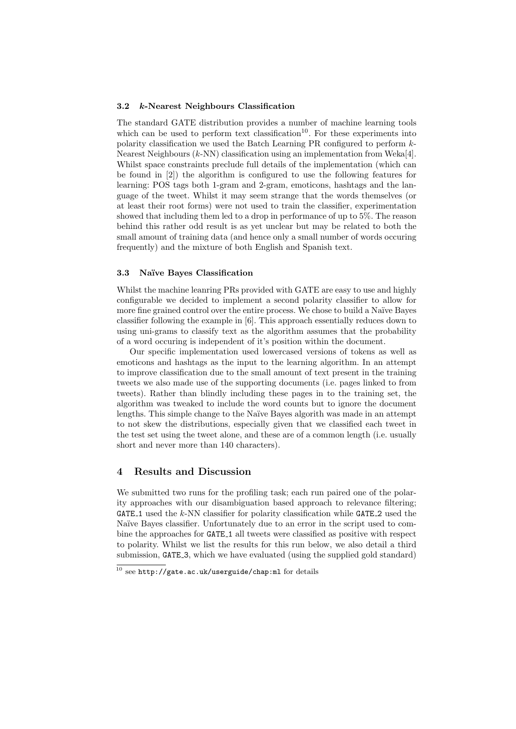### 3.2 *k*-Nearest Neighbours Classification

The standard GATE distribution provides a number of machine learning tools which can be used to perform text classification[10]. For these experiments into polarity classification we used the Batch Learning PR configured to perform *k*-Nearest Neighbours (*k*-NN) classification using an implementation from Weka[4]. Whilst space constraints preclude full details of the implementation (which can be found in [2]) the algorithm is configured to use the following features for learning: POS tags both 1-gram and 2-gram, emoticons, hashtags and the language of the tweet. Whilst it may seem strange that the words themselves (or at least their root forms) were not used to train the classifier, experimentation showed that including them led to a drop in performance of up to 5%. The reason behind this rather odd result is as yet unclear but may be related to both the small amount of training data (and hence only a small number of words occuring frequently) and the mixture of both English and Spanish text.

### 3.3 Naïve Bayes Classification

Whilst the machine leanring PRs provided with GATE are easy to use and highly configurable we decided to implement a second polarity classifier to allow for more fine grained control over the entire process. We chose to build a Naïve Bayes classifier following the example in [6]. This approach essentially reduces down to using uni-grams to classify text as the algorithm assumes that the probability of a word occuring is independent of it's position within the document.

Our specific implementation used lowercased versions of tokens as well as emoticons and hashtags as the input to the learning algorithm. In an attempt to improve classification due to the small amount of text present in the training tweets we also made use of the supporting documents (i.e. pages linked to from tweets). Rather than blindly including these pages in to the training set, the algorithm was tweaked to include the word counts but to ignore the document lengths. This simple change to the Naïve Bayes algorith was made in an attempt to not skew the distributions, especially given that we classified each tweet in the test set using the tweet alone, and these are of a common length (i.e. usually short and never more than 140 characters).

## 4 Results and Discussion

We submitted two runs for the profiling task; each run paired one of the polarity approaches with our disambiguation based approach to relevance filtering; `GATE_1` used the *k*-NN classifier for polarity classification while `GATE_2` used the Naïve Bayes classifier. Unfortunately due to an error in the script used to combine the approaches for `GATE_1` all tweets were classified as positive with respect to polarity. Whilst we list the results for this run below, we also detail a third submission, `GATE_3`, which we have evaluated (using the supplied gold standard)

[10] see `http://gate.ac.uk/userguide/chap:ml` for details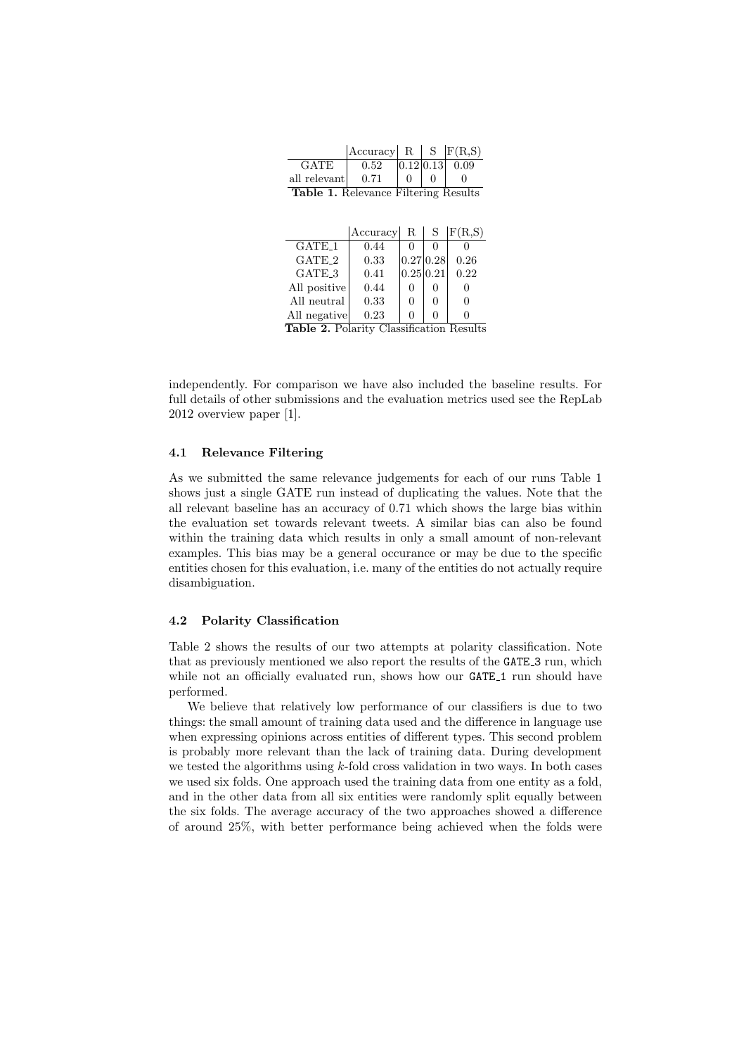|  | Accuracy | R | S | F(R,S) |
|---|---|---|---|---|
| GATE | 0.52 | 0.12 | 0.13 | 0.09 |
| all relevant | 0.71 | 0 | 0 | 0 |

**Table 1.** Relevance Filtering Results

|  | Accuracy | R | S | F(R,S) |
|---|---|---|---|---|
| GATE_1 | 0.44 | 0 | 0 | 0 |
| GATE_2 | 0.33 | 0.27 | 0.28 | 0.26 |
| GATE_3 | 0.41 | 0.25 | 0.21 | 0.22 |
| All positive | 0.44 | 0 | 0 | 0 |
| All neutral | 0.33 | 0 | 0 | 0 |
| All negative | 0.23 | 0 | 0 | 0 |

**Table 2.** Polarity Classification Results

independently. For comparison we have also included the baseline results. For full details of other submissions and the evaluation metrics used see the RepLab 2012 overview paper [1].

### 4.1 Relevance Filtering

As we submitted the same relevance judgements for each of our runs Table 1 shows just a single GATE run instead of duplicating the values. Note that the all relevant baseline has an accuracy of 0.71 which shows the large bias within the evaluation set towards relevant tweets. A similar bias can also be found within the training data which results in only a small amount of non-relevant examples. This bias may be a general occurance or may be due to the specific entities chosen for this evaluation, i.e. many of the entities do not actually require disambiguation.

### 4.2 Polarity Classification

Table 2 shows the results of our two attempts at polarity classification. Note that as previously mentioned we also report the results of the `GATE_3` run, which while not an officially evaluated run, shows how our `GATE_1` run should have performed.

We believe that relatively low performance of our classifiers is due to two things: the small amount of training data used and the difference in language use when expressing opinions across entities of different types. This second problem is probably more relevant than the lack of training data. During development we tested the algorithms using $k$-fold cross validation in two ways. In both cases we used six folds. One approach used the training data from one entity as a fold, and in the other data from all six entities were randomly split equally between the six folds. The average accuracy of the two approaches showed a difference of around 25%, with better performance being achieved when the folds were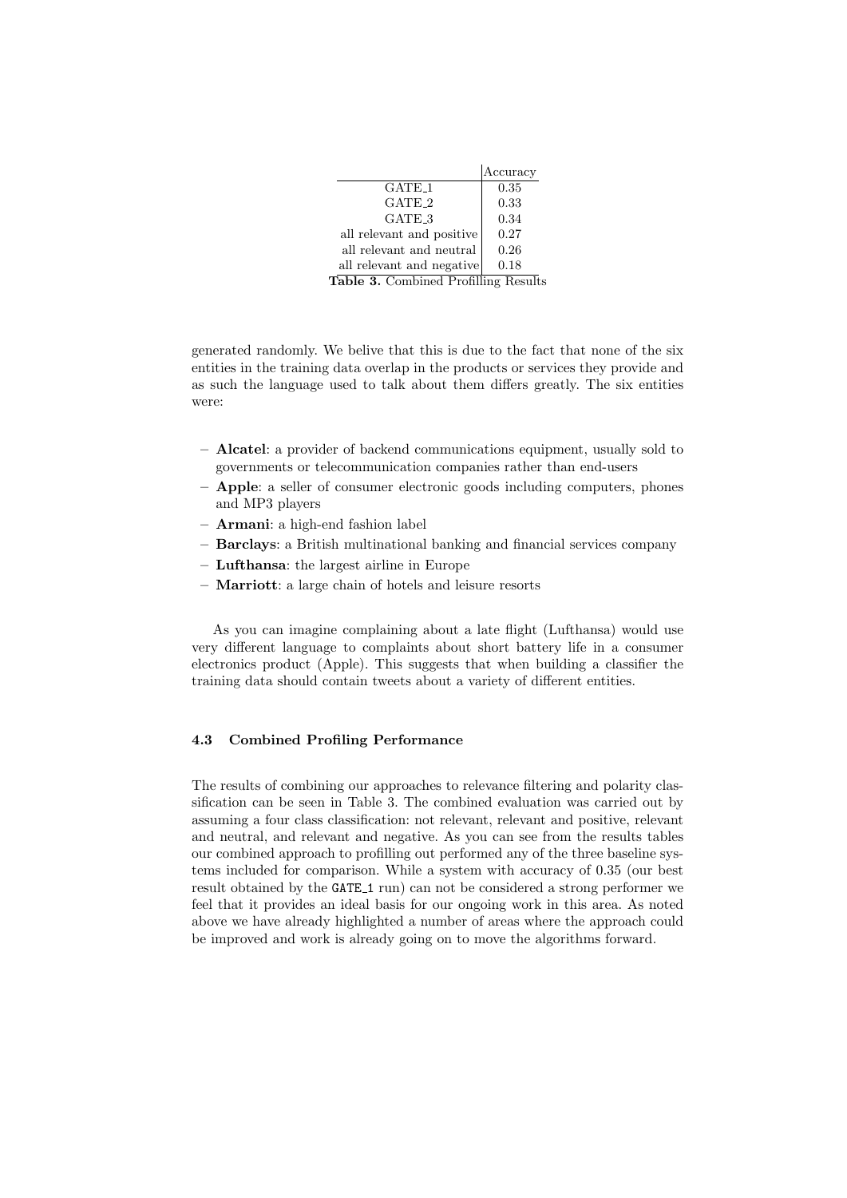| | Accuracy |
|---|---|
| GATE_1 | 0.35 |
| GATE_2 | 0.33 |
| GATE_3 | 0.34 |
| all relevant and positive | 0.27 |
| all relevant and neutral | 0.26 |
| all relevant and negative | 0.18 |

**Table 3.** Combined Profiling Results

generated randomly. We belive that this is due to the fact that none of the six entities in the training data overlap in the products or services they provide and as such the language used to talk about them differs greatly. The six entities were:

- **Alcatel**: a provider of backend communications equipment, usually sold to governments or telecommunication companies rather than end-users
- **Apple**: a seller of consumer electronic goods including computers, phones and MP3 players
- **Armani**: a high-end fashion label
- **Barclays**: a British multinational banking and financial services company
- **Lufthansa**: the largest airline in Europe
- **Marriott**: a large chain of hotels and leisure resorts

As you can imagine complaining about a late flight (Lufthansa) would use very different language to complaints about short battery life in a consumer electronics product (Apple). This suggests that when building a classifier the training data should contain tweets about a variety of different entities.

### 4.3 Combined Profiling Performance

The results of combining our approaches to relevance filtering and polarity classification can be seen in Table 3. The combined evaluation was carried out by assuming a four class classification: not relevant, relevant and positive, relevant and neutral, and relevant and negative. As you can see from the results tables our combined approach to profilling out performed any of the three baseline systems included for comparison. While a system with accuracy of 0.35 (our best result obtained by the `GATE_1` run) can not be considered a strong performer we feel that it provides an ideal basis for our ongoing work in this area. As noted above we have already highlighted a number of areas where the approach could be improved and work is already going on to move the algorithms forward.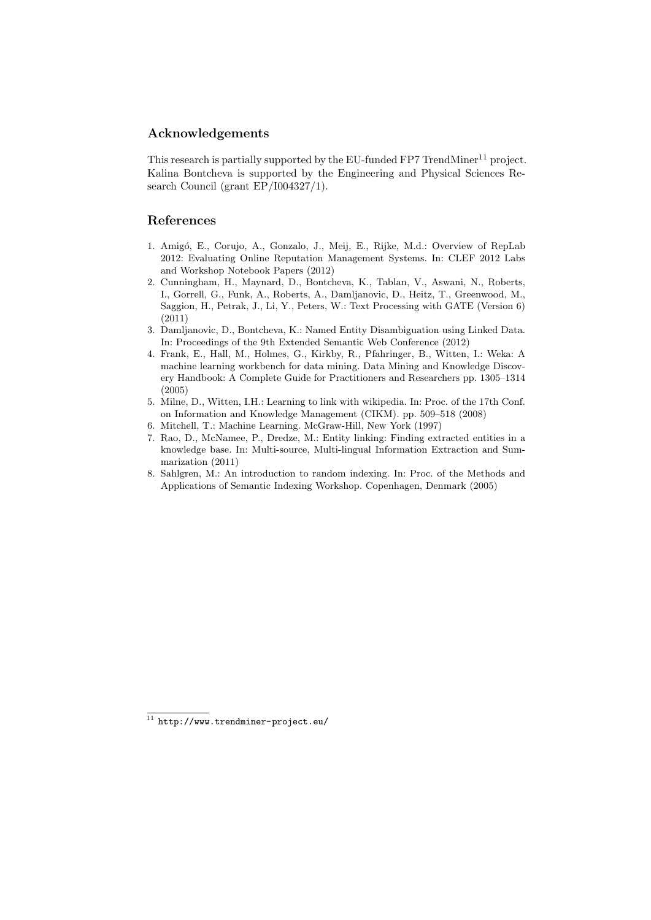## Acknowledgements

This research is partially supported by the EU-funded FP7 TrendMiner[11] project. Kalina Bontcheva is supported by the Engineering and Physical Sciences Research Council (grant EP/I004327/1).

## References

1. Amigó, E., Corujo, A., Gonzalo, J., Meij, E., Rijke, M.d.: Overview of RepLab 2012: Evaluating Online Reputation Management Systems. In: CLEF 2012 Labs and Workshop Notebook Papers (2012)
2. Cunningham, H., Maynard, D., Bontcheva, K., Tablan, V., Aswani, N., Roberts, I., Gorrell, G., Funk, A., Roberts, A., Damljanovic, D., Heitz, T., Greenwood, M., Saggion, H., Petrak, J., Li, Y., Peters, W.: Text Processing with GATE (Version 6) (2011)
3. Damljanovic, D., Bontcheva, K.: Named Entity Disambiguation using Linked Data. In: Proceedings of the 9th Extended Semantic Web Conference (2012)
4. Frank, E., Hall, M., Holmes, G., Kirkby, R., Pfahringer, B., Witten, I.: Weka: A machine learning workbench for data mining. Data Mining and Knowledge Discovery Handbook: A Complete Guide for Practitioners and Researchers pp. 1305–1314 (2005)
5. Milne, D., Witten, I.H.: Learning to link with wikipedia. In: Proc. of the 17th Conf. on Information and Knowledge Management (CIKM). pp. 509–518 (2008)
6. Mitchell, T.: Machine Learning. McGraw-Hill, New York (1997)
7. Rao, D., McNamee, P., Dredze, M.: Entity linking: Finding extracted entities in a knowledge base. In: Multi-source, Multi-lingual Information Extraction and Summarization (2011)
8. Sahlgren, M.: An introduction to random indexing. In: Proc. of the Methods and Applications of Semantic Indexing Workshop. Copenhagen, Denmark (2005)

[11] http://www.trendminer-project.eu/